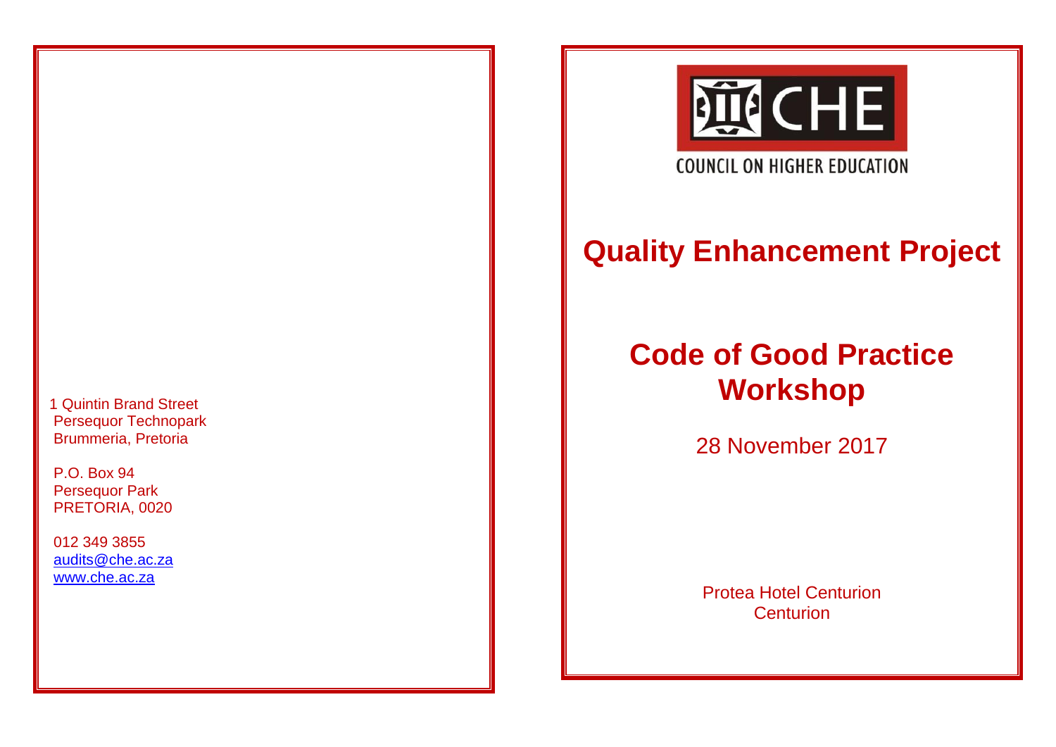1 Quintin Brand Street
Persequor Technopark
Brummeria, Pretoria

P.O. Box 94
Persequor Park
PRETORIA, 0020

012 349 3855
audits@che.ac.za
www.che.ac.za

CHE

COUNCIL ON HIGHER EDUCATION

# Quality Enhancement Project

# Code of Good Practice Workshop

28 November 2017

Protea Hotel Centurion
Centurion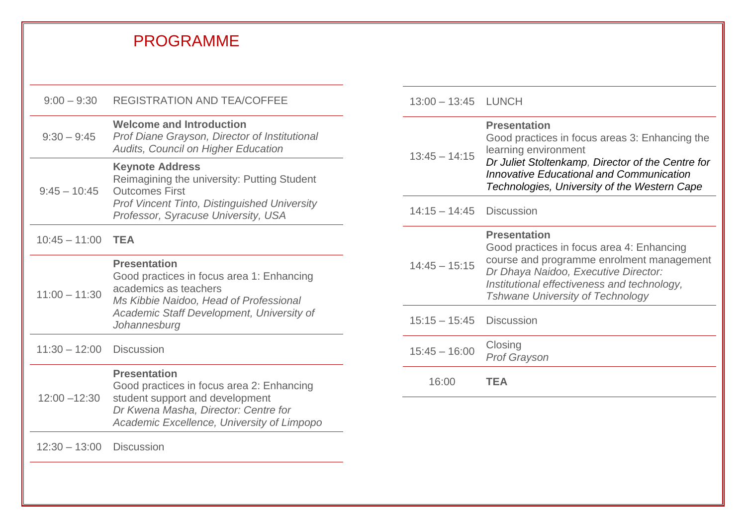# PROGRAMME

| | |
|---|---|
| 9:00 – 9:30 | REGISTRATION AND TEA/COFFEE |
| 9:30 – 9:45 | **Welcome and Introduction**<br>*Prof Diane Grayson, Director of Institutional Audits, Council on Higher Education* |
| 9:45 – 10:45 | **Keynote Address**<br>Reimagining the university: Putting Student Outcomes First<br>*Prof Vincent Tinto, Distinguished University Professor, Syracuse University, USA* |
| 10:45 – 11:00 | **TEA** |
| 11:00 – 11:30 | **Presentation**<br>Good practices in focus area 1: Enhancing academics as teachers<br>*Ms Kibbie Naidoo, Head of Professional Academic Staff Development, University of Johannesburg* |
| 11:30 – 12:00 | Discussion |
| 12:00 –12:30 | **Presentation**<br>Good practices in focus area 2: Enhancing student support and development<br>*Dr Kwena Masha, Director: Centre for Academic Excellence, University of Limpopo* |
| 12:30 – 13:00 | Discussion |
| 13:00 – 13:45 | LUNCH |
| 13:45 – 14:15 | **Presentation**<br>Good practices in focus areas 3: Enhancing the learning environment<br>*Dr Juliet Stoltenkamp, Director of the Centre for Innovative Educational and Communication Technologies, University of the Western Cape* |
| 14:15 – 14:45 | Discussion |
| 14:45 – 15:15 | **Presentation**<br>Good practices in focus area 4: Enhancing course and programme enrolment management<br>*Dr Dhaya Naidoo, Executive Director: Institutional effectiveness and technology, Tshwane University of Technology* |
| 15:15 – 15:45 | Discussion |
| 15:45 – 16:00 | Closing<br>*Prof Grayson* |
| 16:00 | **TEA** |